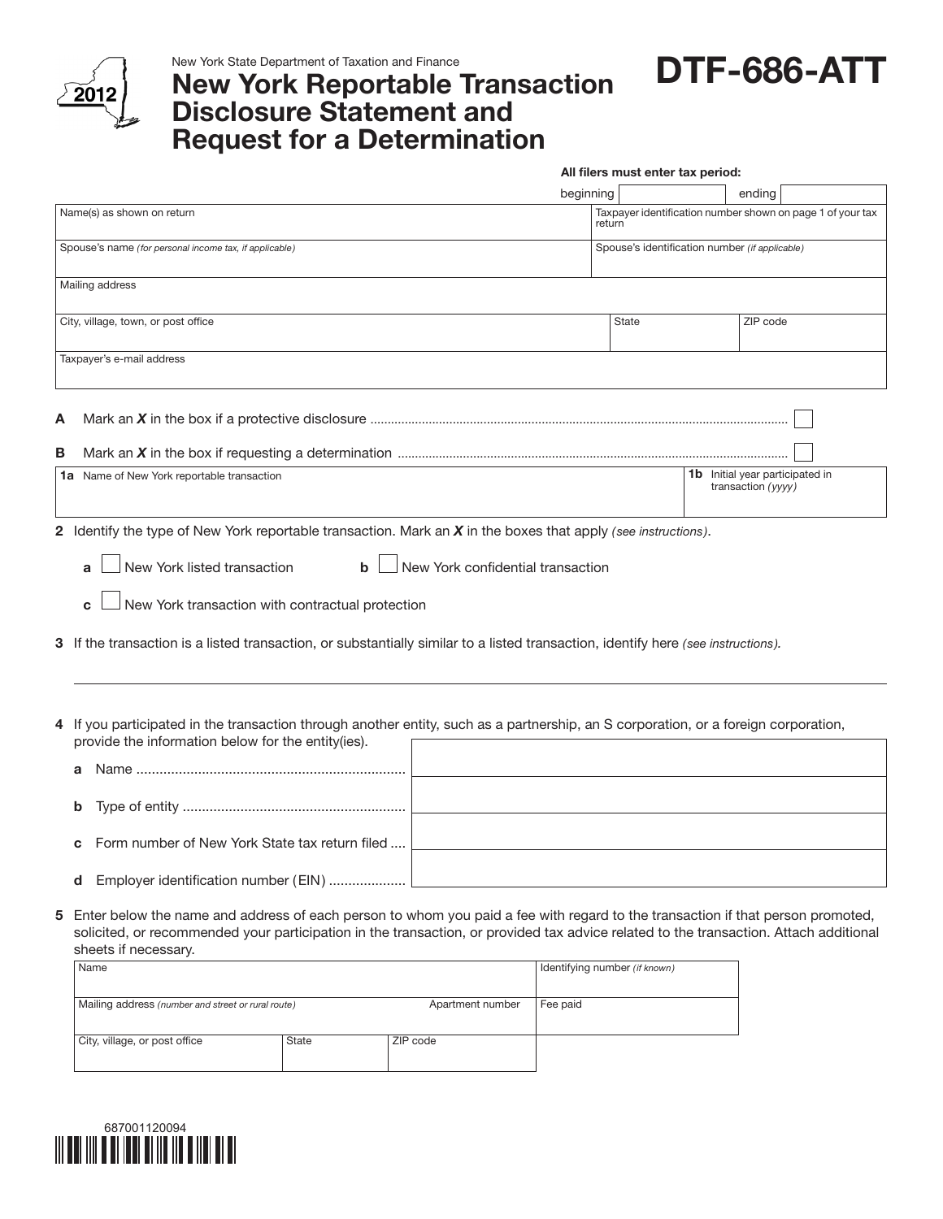New York State Department of Taxation and Finance

2012

# New York Reportable Transaction Disclosure Statement and Request for a Determination

# DTF-686-ATT

**All filers must enter tax period:**

beginning ____________ ending ____________

| Name(s) as shown on return | Taxpayer identification number shown on page 1 of your tax return |
|---|---|
| Spouse's name *(for personal income tax, if applicable)* | Spouse's identification number *(if applicable)* |

| Mailing address | | |
|---|---|---|
| City, village, town, or post office | State | ZIP code |
| Taxpayer's e-mail address | | |

**A** Mark an ***X*** in the box if a protective disclosure .......... ☐

**B** Mark an ***X*** in the box if requesting a determination .......... ☐

| **1a** Name of New York reportable transaction | **1b** Initial year participated in transaction *(yyyy)* |
|---|---|
| | |

**2** Identify the type of New York reportable transaction. Mark an ***X*** in the boxes that apply *(see instructions)*.

**a** ☐ New York listed transaction  **b** ☐ New York confidential transaction

**c** ☐ New York transaction with contractual protection

**3** If the transaction is a listed transaction, or substantially similar to a listed transaction, identify here *(see instructions).*

______________________________________________________________________

**4** If you participated in the transaction through another entity, such as a partnership, an S corporation, or a foreign corporation, provide the information below for the entity(ies).

| | |
|---|---|
| **a** Name .......... | |
| **b** Type of entity .......... | |
| **c** Form number of New York State tax return filed .... | |
| **d** Employer identification number (EIN) .......... | |

**5** Enter below the name and address of each person to whom you paid a fee with regard to the transaction if that person promoted, solicited, or recommended your participation in the transaction, or provided tax advice related to the transaction. Attach additional sheets if necessary.

| Name | | | Identifying number *(if known)* |
|---|---|---|---|
| Mailing address *(number and street or rural route)* | | Apartment number | Fee paid |
| City, village, or post office | State | ZIP code | |

687001120094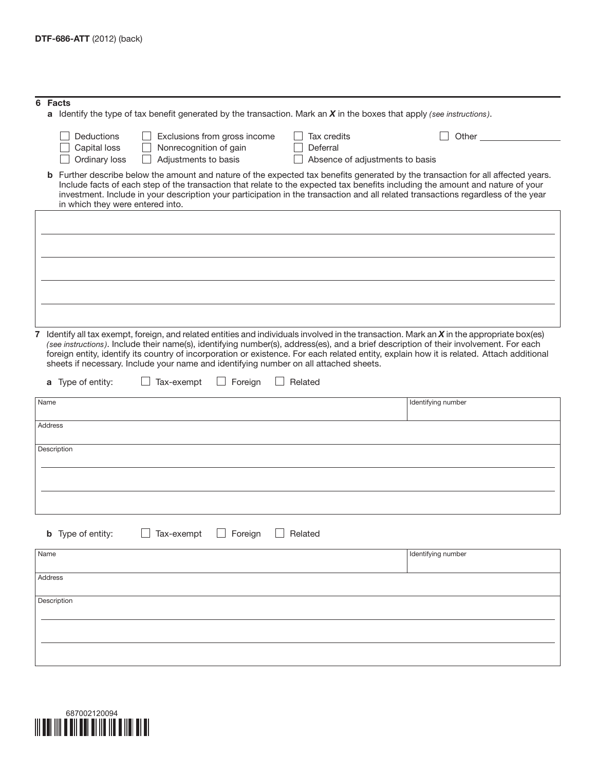## 6 Facts

**a** Identify the type of tax benefit generated by the transaction. Mark an ***X*** in the boxes that apply *(see instructions)*.

☐ Deductions ☐ Exclusions from gross income ☐ Tax credits ☐ Other ________________

☐ Capital loss ☐ Nonrecognition of gain ☐ Deferral

☐ Ordinary loss ☐ Adjustments to basis ☐ Absence of adjustments to basis

**b** Further describe below the amount and nature of the expected tax benefits generated by the transaction for all affected years. Include facts of each step of the transaction that relate to the expected tax benefits including the amount and nature of your investment. Include in your description your participation in the transaction and all related transactions regardless of the year in which they were entered into.

**7** Identify all tax exempt, foreign, and related entities and individuals involved in the transaction. Mark an ***X*** in the appropriate box(es) *(see instructions)*. Include their name(s), identifying number(s), address(es), and a brief description of their involvement. For each foreign entity, identify its country of incorporation or existence. For each related entity, explain how it is related. Attach additional sheets if necessary. Include your name and identifying number on all attached sheets.

**a** Type of entity: ☐ Tax-exempt ☐ Foreign ☐ Related

| Name | Identifying number |
|---|---|
| Address | |
| Description | |

**b** Type of entity: ☐ Tax-exempt ☐ Foreign ☐ Related

| Name | Identifying number |
|---|---|
| Address | |
| Description | |

687002120094